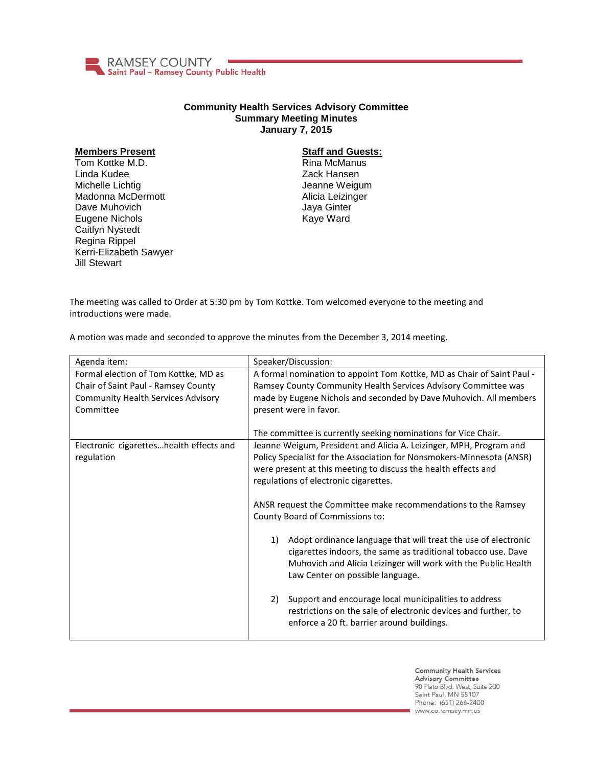RAMSEY COUNTY
Saint Paul – Ramsey County Public Health

# Community Health Services Advisory Committee
## Summary Meeting Minutes
### January 7, 2015

**Members Present**
Tom Kottke M.D.
Linda Kudee
Michelle Lichtig
Madonna McDermott
Dave Muhovich
Eugene Nichols
Caitlyn Nystedt
Regina Rippel
Kerri-Elizabeth Sawyer
Jill Stewart

**Staff and Guests:**
Rina McManus
Zack Hansen
Jeanne Weigum
Alicia Leizinger
Jaya Ginter
Kaye Ward

The meeting was called to Order at 5:30 pm by Tom Kottke. Tom welcomed everyone to the meeting and introductions were made.

A motion was made and seconded to approve the minutes from the December 3, 2014 meeting.

| Agenda item: | Speaker/Discussion: |
|---|---|
| Formal election of Tom Kottke, MD as Chair of Saint Paul - Ramsey County Community Health Services Advisory Committee | A formal nomination to appoint Tom Kottke, MD as Chair of Saint Paul - Ramsey County Community Health Services Advisory Committee was made by Eugene Nichols and seconded by Dave Muhovich. All members present were in favor.<br><br>The committee is currently seeking nominations for Vice Chair. |
| Electronic cigarettes…health effects and regulation | Jeanne Weigum, President and Alicia A. Leizinger, MPH, Program and Policy Specialist for the Association for Nonsmokers-Minnesota (ANSR) were present at this meeting to discuss the health effects and regulations of electronic cigarettes.<br><br>ANSR request the Committee make recommendations to the Ramsey County Board of Commissions to:<br><br>1) Adopt ordinance language that will treat the use of electronic cigarettes indoors, the same as traditional tobacco use. Dave Muhovich and Alicia Leizinger will work with the Public Health Law Center on possible language.<br><br>2) Support and encourage local municipalities to address restrictions on the sale of electronic devices and further, to enforce a 20 ft. barrier around buildings. |

Community Health Services Advisory Committee
90 Plato Blvd. West, Suite 200
Saint Paul, MN 55107
Phone: (651) 266-2400
www.co.ramsey.mn.us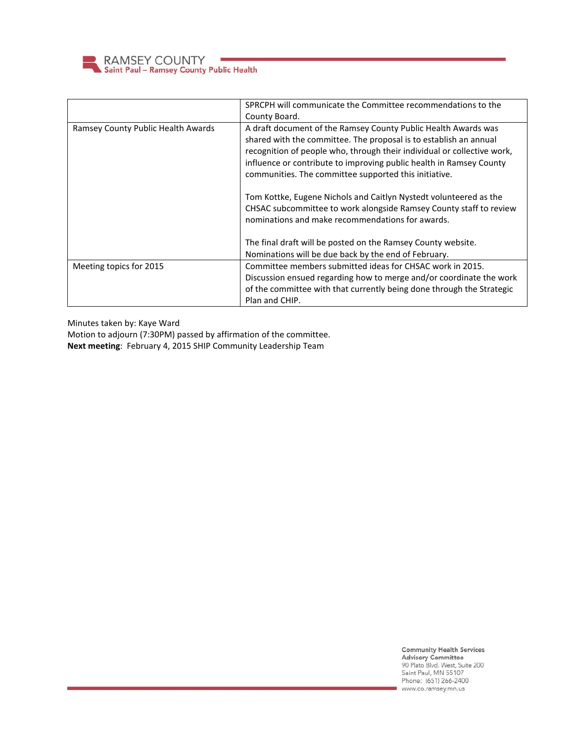| | |
|---|---|
| | SPRCPH will communicate the Committee recommendations to the County Board. |
| Ramsey County Public Health Awards | A draft document of the Ramsey County Public Health Awards was shared with the committee. The proposal is to establish an annual recognition of people who, through their individual or collective work, influence or contribute to improving public health in Ramsey County communities. The committee supported this initiative.<br><br>Tom Kottke, Eugene Nichols and Caitlyn Nystedt volunteered as the CHSAC subcommittee to work alongside Ramsey County staff to review nominations and make recommendations for awards.<br><br>The final draft will be posted on the Ramsey County website. Nominations will be due back by the end of February. |
| Meeting topics for 2015 | Committee members submitted ideas for CHSAC work in 2015. Discussion ensued regarding how to merge and/or coordinate the work of the committee with that currently being done through the Strategic Plan and CHIP. |

Minutes taken by: Kaye Ward

Motion to adjourn (7:30PM) passed by affirmation of the committee.

**Next meeting**: February 4, 2015 SHIP Community Leadership Team